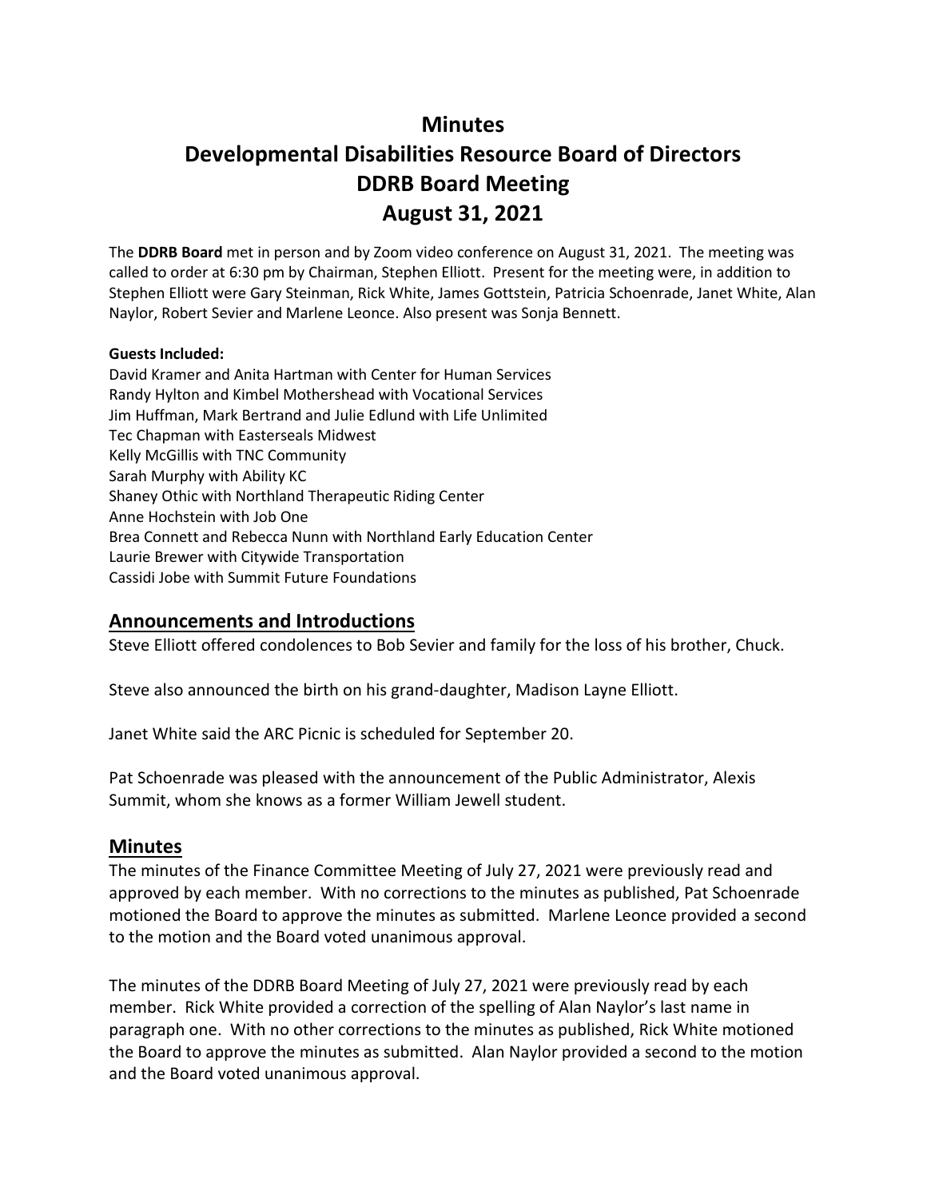# Minutes
# Developmental Disabilities Resource Board of Directors
# DDRB Board Meeting
# August 31, 2021

The **DDRB Board** met in person and by Zoom video conference on August 31, 2021. The meeting was called to order at 6:30 pm by Chairman, Stephen Elliott. Present for the meeting were, in addition to Stephen Elliott were Gary Steinman, Rick White, James Gottstein, Patricia Schoenrade, Janet White, Alan Naylor, Robert Sevier and Marlene Leonce. Also present was Sonja Bennett.

**Guests Included:**

David Kramer and Anita Hartman with Center for Human Services
Randy Hylton and Kimbel Mothershead with Vocational Services
Jim Huffman, Mark Bertrand and Julie Edlund with Life Unlimited
Tec Chapman with Easterseals Midwest
Kelly McGillis with TNC Community
Sarah Murphy with Ability KC
Shaney Othic with Northland Therapeutic Riding Center
Anne Hochstein with Job One
Brea Connett and Rebecca Nunn with Northland Early Education Center
Laurie Brewer with Citywide Transportation
Cassidi Jobe with Summit Future Foundations

## Announcements and Introductions

Steve Elliott offered condolences to Bob Sevier and family for the loss of his brother, Chuck.

Steve also announced the birth on his grand-daughter, Madison Layne Elliott.

Janet White said the ARC Picnic is scheduled for September 20.

Pat Schoenrade was pleased with the announcement of the Public Administrator, Alexis Summit, whom she knows as a former William Jewell student.

## Minutes

The minutes of the Finance Committee Meeting of July 27, 2021 were previously read and approved by each member. With no corrections to the minutes as published, Pat Schoenrade motioned the Board to approve the minutes as submitted. Marlene Leonce provided a second to the motion and the Board voted unanimous approval.

The minutes of the DDRB Board Meeting of July 27, 2021 were previously read by each member. Rick White provided a correction of the spelling of Alan Naylor's last name in paragraph one. With no other corrections to the minutes as published, Rick White motioned the Board to approve the minutes as submitted. Alan Naylor provided a second to the motion and the Board voted unanimous approval.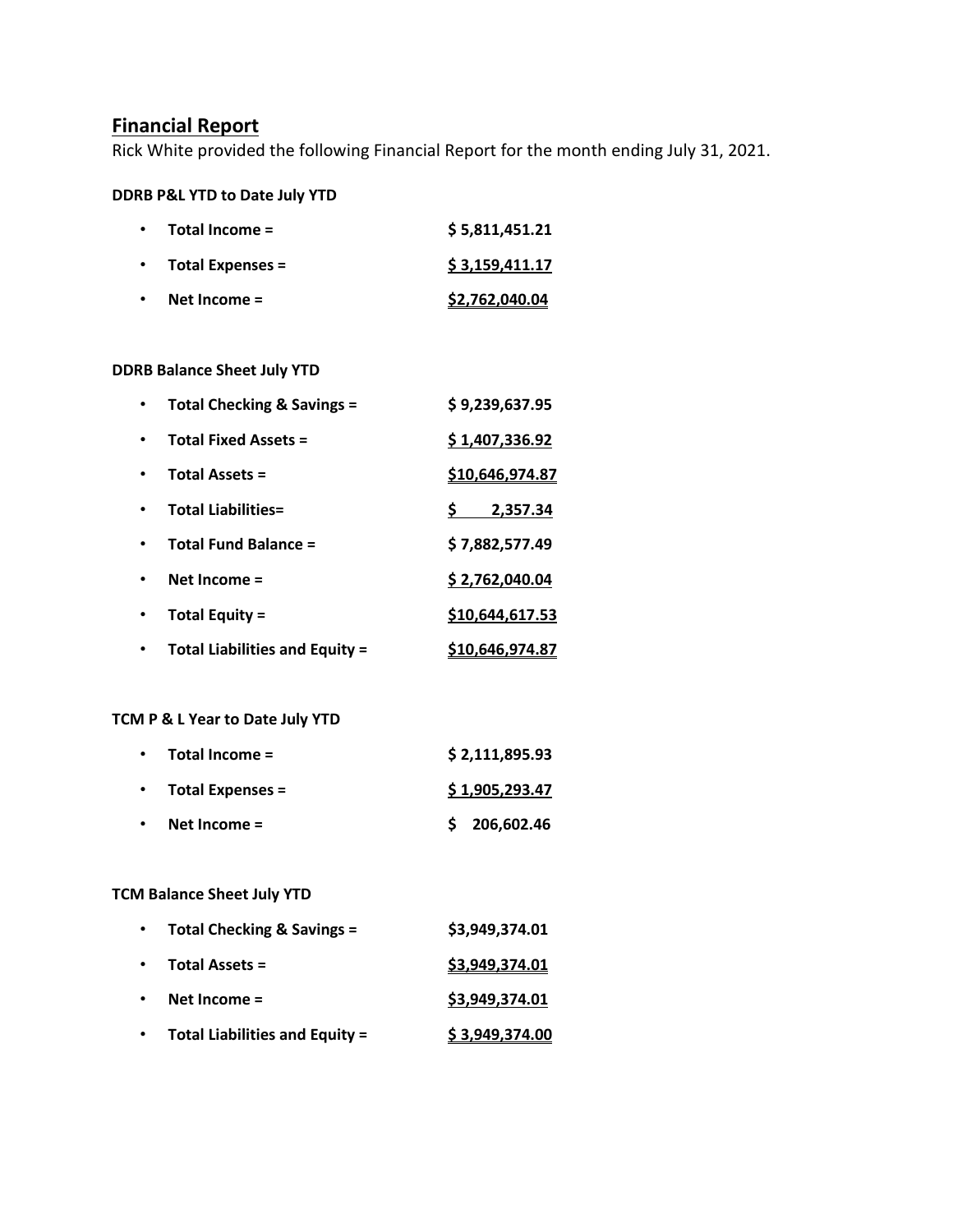## Financial Report

Rick White provided the following Financial Report for the month ending July 31, 2021.

**DDRB P&L YTD to Date July YTD**

- **Total Income =** **$ 5,811,451.21**
- **Total Expenses =** **$ 3,159,411.17**
- **Net Income =** **$2,762,040.04**

**DDRB Balance Sheet July YTD**

- **Total Checking & Savings =** **$ 9,239,637.95**
- **Total Fixed Assets =** **$ 1,407,336.92**
- **Total Assets =** **$10,646,974.87**
- **Total Liabilities=** **$ 2,357.34**
- **Total Fund Balance =** **$ 7,882,577.49**
- **Net Income =** **$ 2,762,040.04**
- **Total Equity =** **$10,644,617.53**
- **Total Liabilities and Equity =** **$10,646,974.87**

**TCM P & L Year to Date July YTD**

- **Total Income =** **$ 2,111,895.93**
- **Total Expenses =** **$ 1,905,293.47**
- **Net Income =** **$ 206,602.46**

**TCM Balance Sheet July YTD**

- **Total Checking & Savings =** **$3,949,374.01**
- **Total Assets =** **$3,949,374.01**
- **Net Income =** **$3,949,374.01**
- **Total Liabilities and Equity =** **$ 3,949,374.00**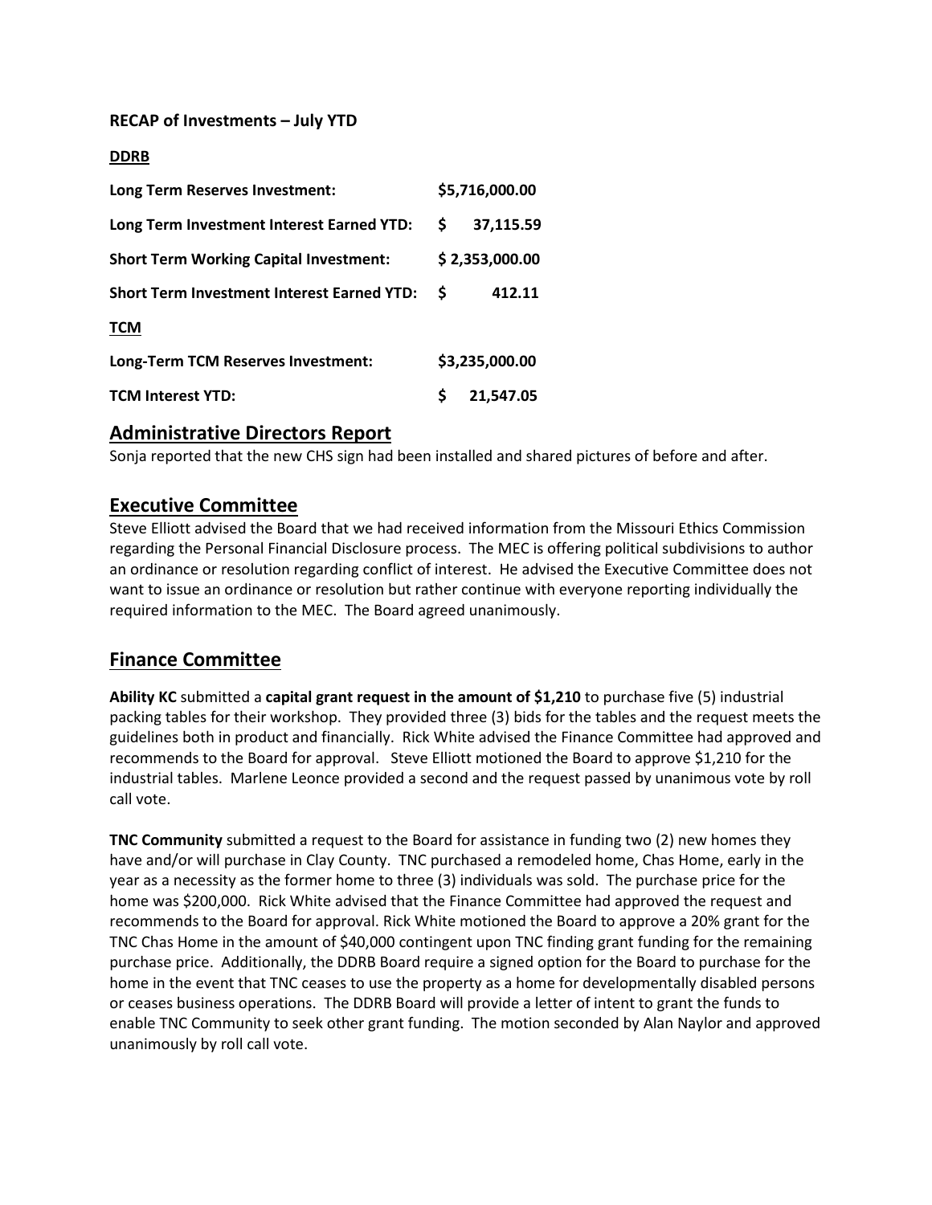**RECAP of Investments – July YTD**

**DDRB**

| | |
|---|---|
| **Long Term Reserves Investment:** | **$5,716,000.00** |
| **Long Term Investment Interest Earned YTD:** | **$ 37,115.59** |
| **Short Term Working Capital Investment:** | **$ 2,353,000.00** |
| **Short Term Investment Interest Earned YTD:** | **$ 412.11** |

**TCM**

| | |
|---|---|
| **Long-Term TCM Reserves Investment:** | **$3,235,000.00** |
| **TCM Interest YTD:** | **$ 21,547.05** |

## Administrative Directors Report

Sonja reported that the new CHS sign had been installed and shared pictures of before and after.

## Executive Committee

Steve Elliott advised the Board that we had received information from the Missouri Ethics Commission regarding the Personal Financial Disclosure process. The MEC is offering political subdivisions to author an ordinance or resolution regarding conflict of interest. He advised the Executive Committee does not want to issue an ordinance or resolution but rather continue with everyone reporting individually the required information to the MEC. The Board agreed unanimously.

## Finance Committee

**Ability KC** submitted a **capital grant request in the amount of $1,210** to purchase five (5) industrial packing tables for their workshop. They provided three (3) bids for the tables and the request meets the guidelines both in product and financially. Rick White advised the Finance Committee had approved and recommends to the Board for approval. Steve Elliott motioned the Board to approve $1,210 for the industrial tables. Marlene Leonce provided a second and the request passed by unanimous vote by roll call vote.

**TNC Community** submitted a request to the Board for assistance in funding two (2) new homes they have and/or will purchase in Clay County. TNC purchased a remodeled home, Chas Home, early in the year as a necessity as the former home to three (3) individuals was sold. The purchase price for the home was $200,000. Rick White advised that the Finance Committee had approved the request and recommends to the Board for approval. Rick White motioned the Board to approve a 20% grant for the TNC Chas Home in the amount of $40,000 contingent upon TNC finding grant funding for the remaining purchase price. Additionally, the DDRB Board require a signed option for the Board to purchase for the home in the event that TNC ceases to use the property as a home for developmentally disabled persons or ceases business operations. The DDRB Board will provide a letter of intent to grant the funds to enable TNC Community to seek other grant funding. The motion seconded by Alan Naylor and approved unanimously by roll call vote.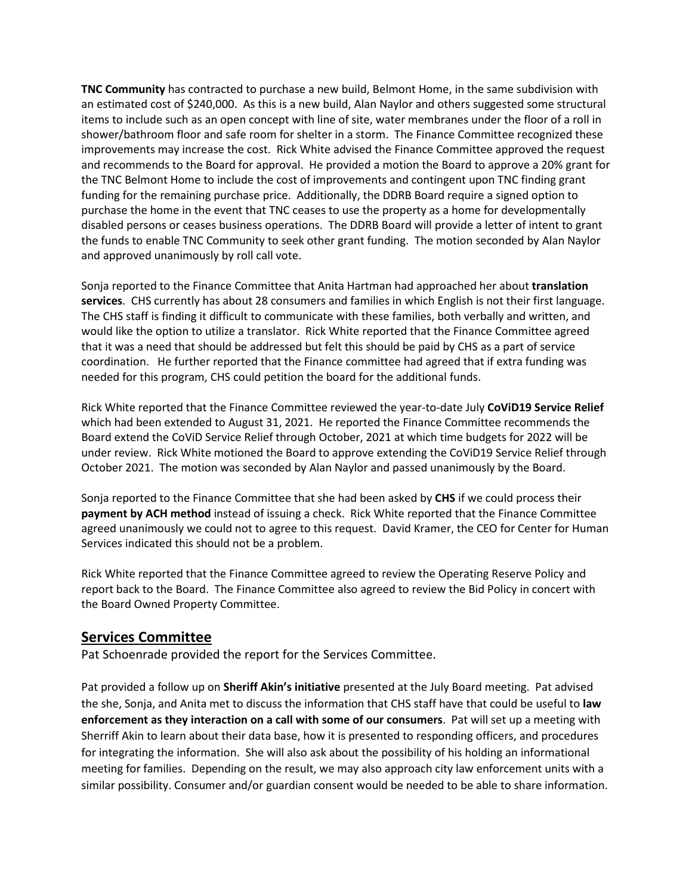**TNC Community** has contracted to purchase a new build, Belmont Home, in the same subdivision with an estimated cost of $240,000. As this is a new build, Alan Naylor and others suggested some structural items to include such as an open concept with line of site, water membranes under the floor of a roll in shower/bathroom floor and safe room for shelter in a storm. The Finance Committee recognized these improvements may increase the cost. Rick White advised the Finance Committee approved the request and recommends to the Board for approval. He provided a motion the Board to approve a 20% grant for the TNC Belmont Home to include the cost of improvements and contingent upon TNC finding grant funding for the remaining purchase price. Additionally, the DDRB Board require a signed option to purchase the home in the event that TNC ceases to use the property as a home for developmentally disabled persons or ceases business operations. The DDRB Board will provide a letter of intent to grant the funds to enable TNC Community to seek other grant funding. The motion seconded by Alan Naylor and approved unanimously by roll call vote.

Sonja reported to the Finance Committee that Anita Hartman had approached her about **translation services**. CHS currently has about 28 consumers and families in which English is not their first language. The CHS staff is finding it difficult to communicate with these families, both verbally and written, and would like the option to utilize a translator. Rick White reported that the Finance Committee agreed that it was a need that should be addressed but felt this should be paid by CHS as a part of service coordination. He further reported that the Finance committee had agreed that if extra funding was needed for this program, CHS could petition the board for the additional funds.

Rick White reported that the Finance Committee reviewed the year-to-date July **CoViD19 Service Relief** which had been extended to August 31, 2021. He reported the Finance Committee recommends the Board extend the CoViD Service Relief through October, 2021 at which time budgets for 2022 will be under review. Rick White motioned the Board to approve extending the CoViD19 Service Relief through October 2021. The motion was seconded by Alan Naylor and passed unanimously by the Board.

Sonja reported to the Finance Committee that she had been asked by **CHS** if we could process their **payment by ACH method** instead of issuing a check. Rick White reported that the Finance Committee agreed unanimously we could not to agree to this request. David Kramer, the CEO for Center for Human Services indicated this should not be a problem.

Rick White reported that the Finance Committee agreed to review the Operating Reserve Policy and report back to the Board. The Finance Committee also agreed to review the Bid Policy in concert with the Board Owned Property Committee.

## Services Committee

Pat Schoenrade provided the report for the Services Committee.

Pat provided a follow up on **Sheriff Akin's initiative** presented at the July Board meeting. Pat advised the she, Sonja, and Anita met to discuss the information that CHS staff have that could be useful to **law enforcement as they interaction on a call with some of our consumers**. Pat will set up a meeting with Sherriff Akin to learn about their data base, how it is presented to responding officers, and procedures for integrating the information. She will also ask about the possibility of his holding an informational meeting for families. Depending on the result, we may also approach city law enforcement units with a similar possibility. Consumer and/or guardian consent would be needed to be able to share information.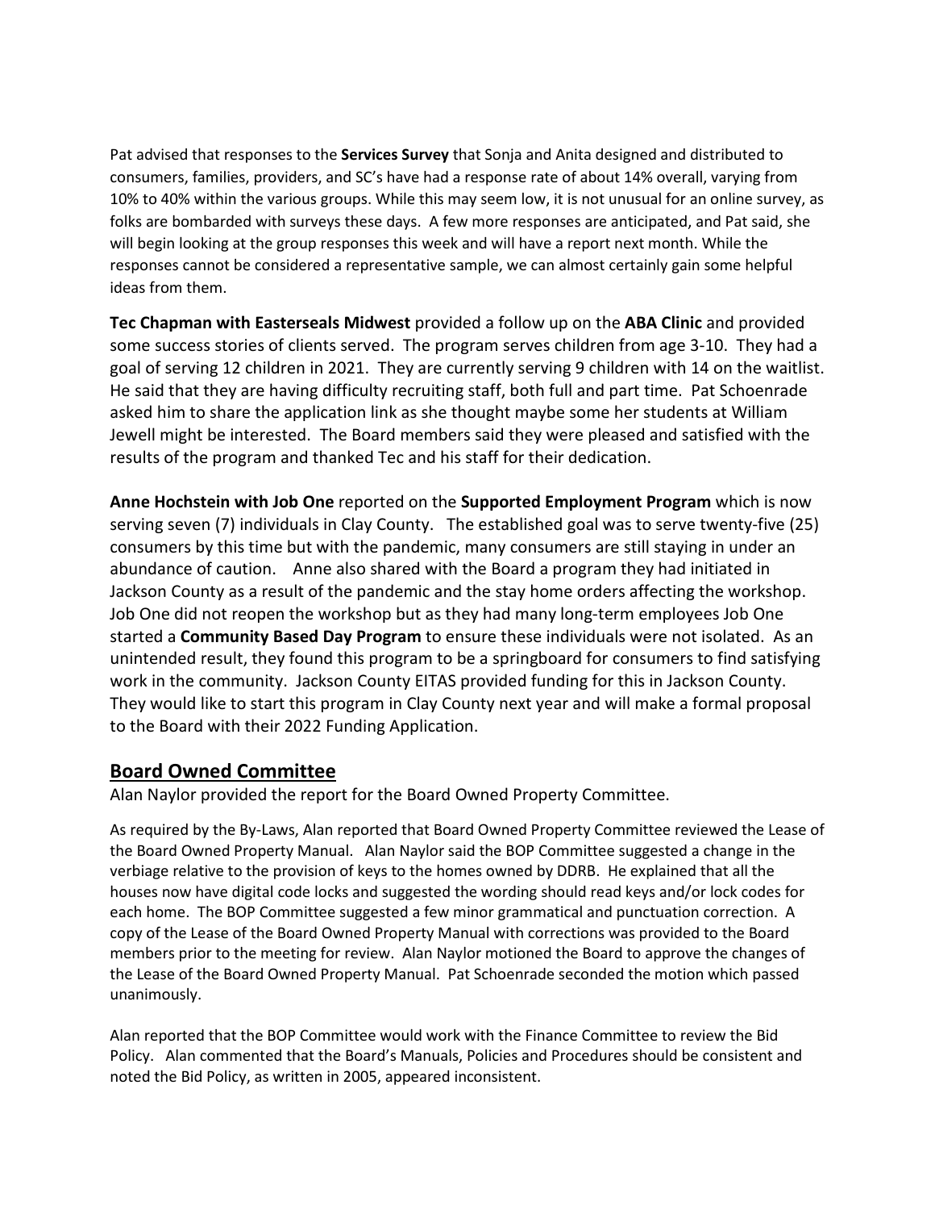Pat advised that responses to the **Services Survey** that Sonja and Anita designed and distributed to consumers, families, providers, and SC's have had a response rate of about 14% overall, varying from 10% to 40% within the various groups. While this may seem low, it is not unusual for an online survey, as folks are bombarded with surveys these days. A few more responses are anticipated, and Pat said, she will begin looking at the group responses this week and will have a report next month. While the responses cannot be considered a representative sample, we can almost certainly gain some helpful ideas from them.

**Tec Chapman with Easterseals Midwest** provided a follow up on the **ABA Clinic** and provided some success stories of clients served. The program serves children from age 3-10. They had a goal of serving 12 children in 2021. They are currently serving 9 children with 14 on the waitlist. He said that they are having difficulty recruiting staff, both full and part time. Pat Schoenrade asked him to share the application link as she thought maybe some her students at William Jewell might be interested. The Board members said they were pleased and satisfied with the results of the program and thanked Tec and his staff for their dedication.

**Anne Hochstein with Job One** reported on the **Supported Employment Program** which is now serving seven (7) individuals in Clay County. The established goal was to serve twenty-five (25) consumers by this time but with the pandemic, many consumers are still staying in under an abundance of caution. Anne also shared with the Board a program they had initiated in Jackson County as a result of the pandemic and the stay home orders affecting the workshop. Job One did not reopen the workshop but as they had many long-term employees Job One started a **Community Based Day Program** to ensure these individuals were not isolated. As an unintended result, they found this program to be a springboard for consumers to find satisfying work in the community. Jackson County EITAS provided funding for this in Jackson County. They would like to start this program in Clay County next year and will make a formal proposal to the Board with their 2022 Funding Application.

## Board Owned Committee

Alan Naylor provided the report for the Board Owned Property Committee.

As required by the By-Laws, Alan reported that Board Owned Property Committee reviewed the Lease of the Board Owned Property Manual. Alan Naylor said the BOP Committee suggested a change in the verbiage relative to the provision of keys to the homes owned by DDRB. He explained that all the houses now have digital code locks and suggested the wording should read keys and/or lock codes for each home. The BOP Committee suggested a few minor grammatical and punctuation correction. A copy of the Lease of the Board Owned Property Manual with corrections was provided to the Board members prior to the meeting for review. Alan Naylor motioned the Board to approve the changes of the Lease of the Board Owned Property Manual. Pat Schoenrade seconded the motion which passed unanimously.

Alan reported that the BOP Committee would work with the Finance Committee to review the Bid Policy. Alan commented that the Board's Manuals, Policies and Procedures should be consistent and noted the Bid Policy, as written in 2005, appeared inconsistent.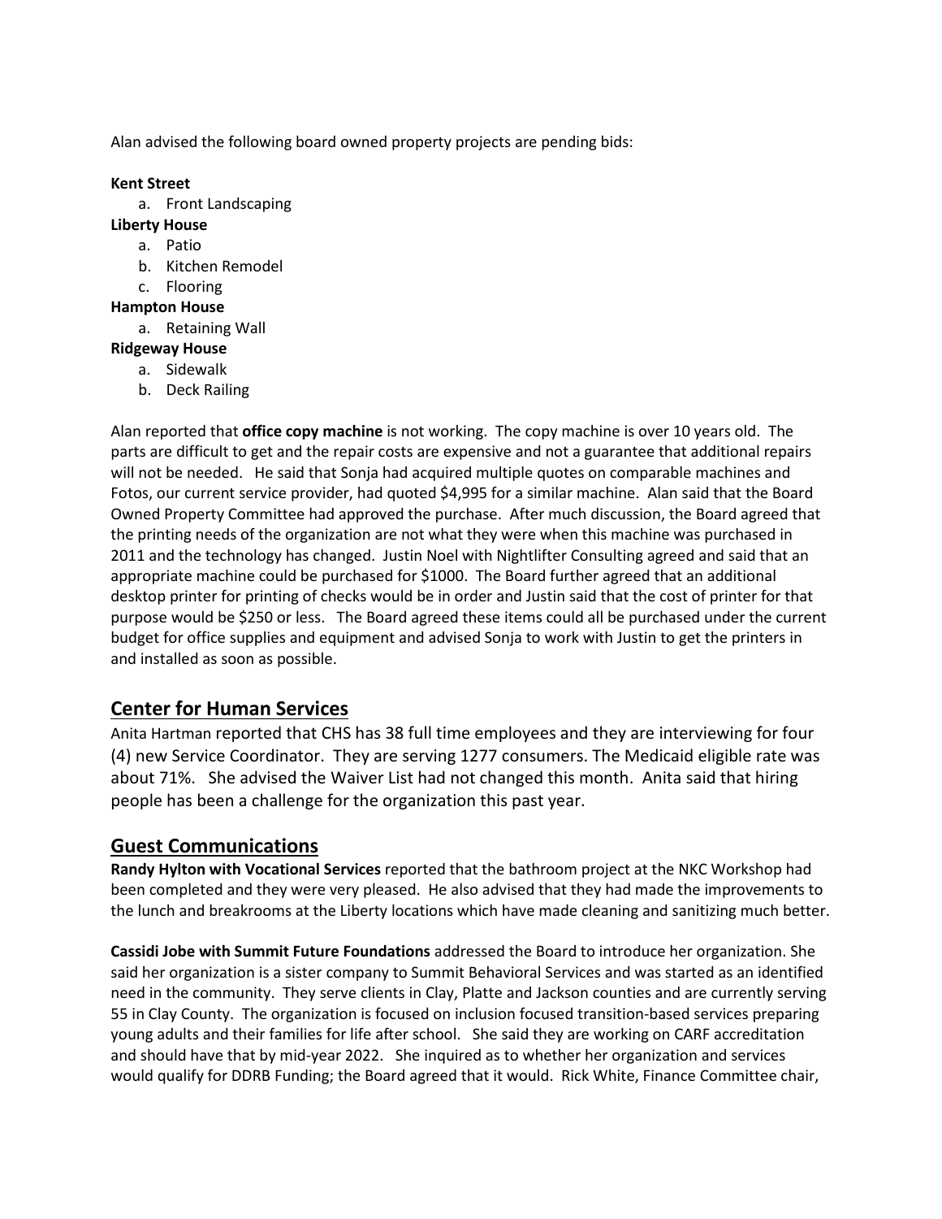Alan advised the following board owned property projects are pending bids:

**Kent Street**

a. Front Landscaping

**Liberty House**

a. Patio
b. Kitchen Remodel
c. Flooring

**Hampton House**

a. Retaining Wall

**Ridgeway House**

a. Sidewalk
b. Deck Railing

Alan reported that **office copy machine** is not working. The copy machine is over 10 years old. The parts are difficult to get and the repair costs are expensive and not a guarantee that additional repairs will not be needed. He said that Sonja had acquired multiple quotes on comparable machines and Fotos, our current service provider, had quoted $4,995 for a similar machine. Alan said that the Board Owned Property Committee had approved the purchase. After much discussion, the Board agreed that the printing needs of the organization are not what they were when this machine was purchased in 2011 and the technology has changed. Justin Noel with Nightlifter Consulting agreed and said that an appropriate machine could be purchased for $1000. The Board further agreed that an additional desktop printer for printing of checks would be in order and Justin said that the cost of printer for that purpose would be $250 or less. The Board agreed these items could all be purchased under the current budget for office supplies and equipment and advised Sonja to work with Justin to get the printers in and installed as soon as possible.

## Center for Human Services

Anita Hartman reported that CHS has 38 full time employees and they are interviewing for four (4) new Service Coordinator. They are serving 1277 consumers. The Medicaid eligible rate was about 71%. She advised the Waiver List had not changed this month. Anita said that hiring people has been a challenge for the organization this past year.

## Guest Communications

**Randy Hylton with Vocational Services** reported that the bathroom project at the NKC Workshop had been completed and they were very pleased. He also advised that they had made the improvements to the lunch and breakrooms at the Liberty locations which have made cleaning and sanitizing much better.

**Cassidi Jobe with Summit Future Foundations** addressed the Board to introduce her organization. She said her organization is a sister company to Summit Behavioral Services and was started as an identified need in the community. They serve clients in Clay, Platte and Jackson counties and are currently serving 55 in Clay County. The organization is focused on inclusion focused transition-based services preparing young adults and their families for life after school. She said they are working on CARF accreditation and should have that by mid-year 2022. She inquired as to whether her organization and services would qualify for DDRB Funding; the Board agreed that it would. Rick White, Finance Committee chair,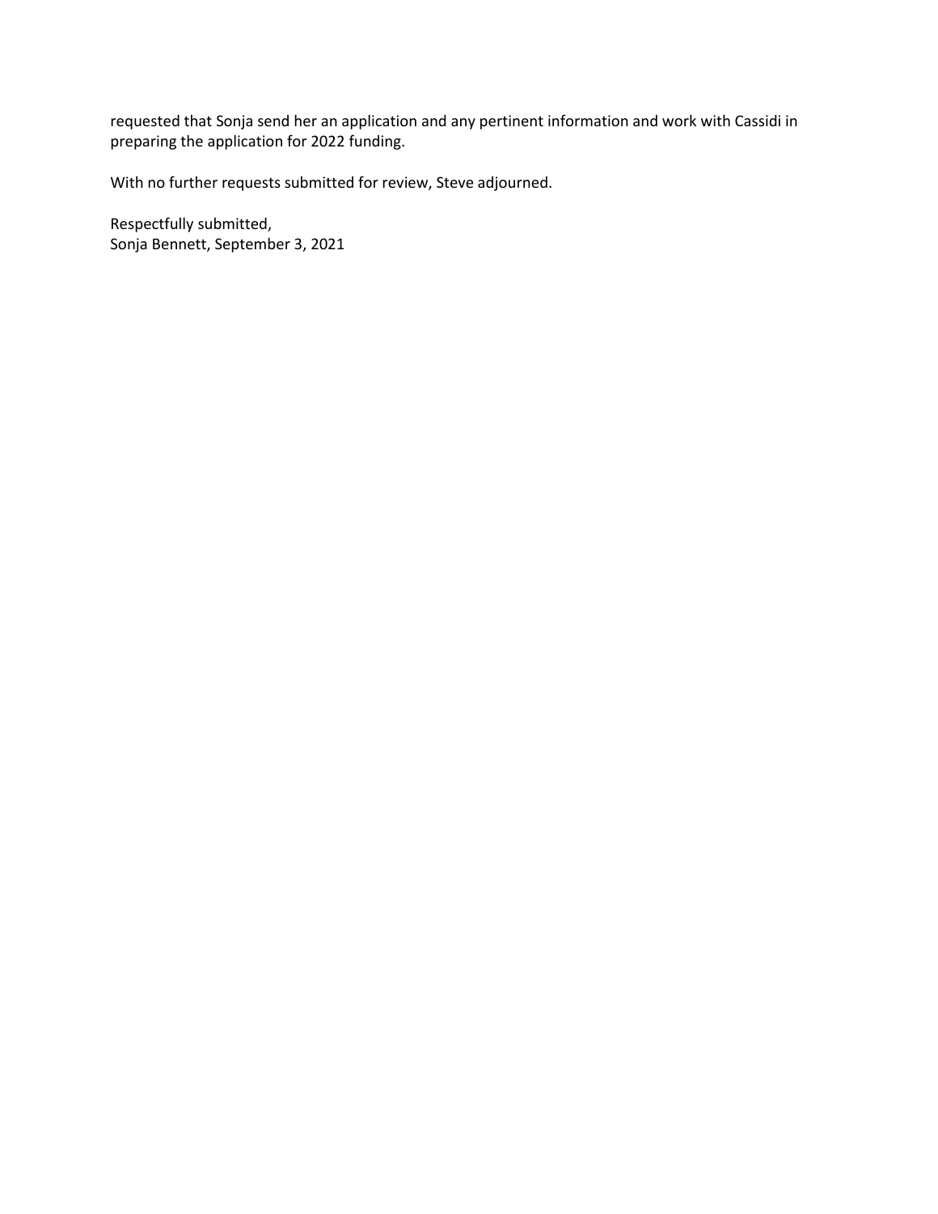requested that Sonja send her an application and any pertinent information and work with Cassidi in preparing the application for 2022 funding.

With no further requests submitted for review, Steve adjourned.

Respectfully submitted,  
Sonja Bennett, September 3, 2021